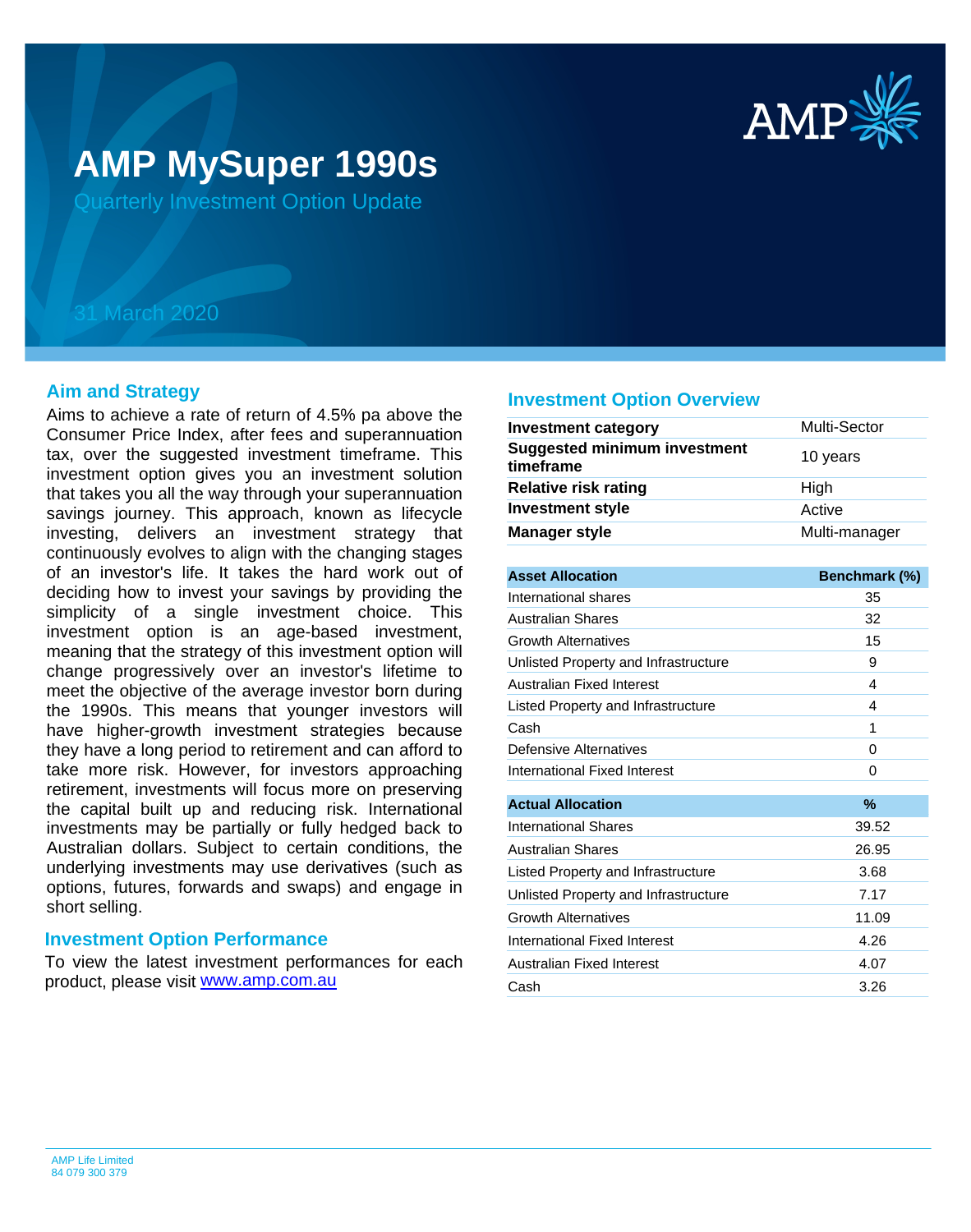# AMP MySuper 1990s

Quarterly Investment Option Update

31 March 2020

## Aim and Strategy

Aims to achieve a rate of return of 4.5% pa above the Consumer Price Index, after fees and superannuation tax, over the suggested investment timeframe. This investment option gives you an investment solution that takes you all the way through your superannuation savings journey. This approach, known as lifecycle investing, delivers an investment strategy that continuously evolves to align with the changing stages of an investor's life. It takes the hard work out of deciding how to invest your savings by providing the simplicity of a single investment choice. This investment option is an age-based investment, meaning that the strategy of this investment option will change progressively over an investor's lifetime to meet the objective of the average investor born during the 1990s. This means that younger investors will have higher-growth investment strategies because they have a long period to retirement and can afford to take more risk. However, for investors approaching retirement, investments will focus more on preserving the capital built up and reducing risk. International investments may be partially or fully hedged back to Australian dollars. Subject to certain conditions, the underlying investments may use derivatives (such as options, futures, forwards and swaps) and engage in short selling.

## Investment Option Performance

To view the latest investment performances for each product, please visit www.amp.com.au

## Investment Option Overview

| | |
|---|---|
| **Investment category** | Multi-Sector |
| **Suggested minimum investment timeframe** | 10 years |
| **Relative risk rating** | High |
| **Investment style** | Active |
| **Manager style** | Multi-manager |

| Asset Allocation | Benchmark (%) |
|---|---|
| International shares | 35 |
| Australian Shares | 32 |
| Growth Alternatives | 15 |
| Unlisted Property and Infrastructure | 9 |
| Australian Fixed Interest | 4 |
| Listed Property and Infrastructure | 4 |
| Cash | 1 |
| Defensive Alternatives | 0 |
| International Fixed Interest | 0 |

| Actual Allocation | % |
|---|---|
| International Shares | 39.52 |
| Australian Shares | 26.95 |
| Listed Property and Infrastructure | 3.68 |
| Unlisted Property and Infrastructure | 7.17 |
| Growth Alternatives | 11.09 |
| International Fixed Interest | 4.26 |
| Australian Fixed Interest | 4.07 |
| Cash | 3.26 |

AMP Life Limited
84 079 300 379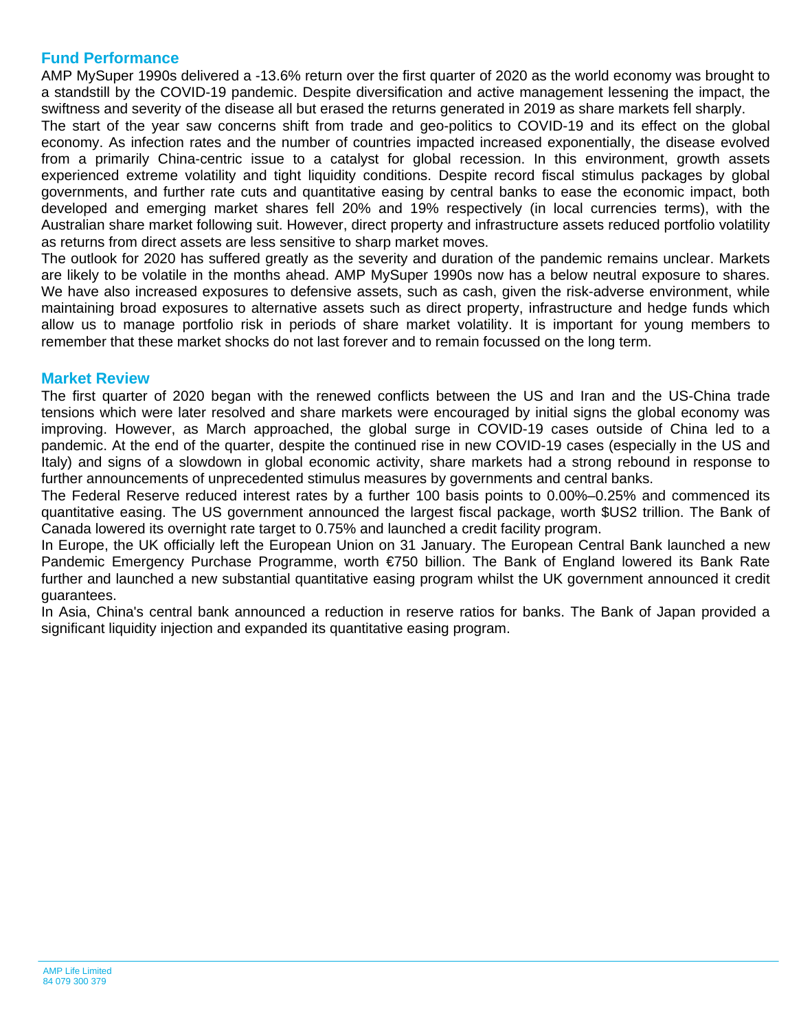## Fund Performance

AMP MySuper 1990s delivered a -13.6% return over the first quarter of 2020 as the world economy was brought to a standstill by the COVID-19 pandemic. Despite diversification and active management lessening the impact, the swiftness and severity of the disease all but erased the returns generated in 2019 as share markets fell sharply.

The start of the year saw concerns shift from trade and geo-politics to COVID-19 and its effect on the global economy. As infection rates and the number of countries impacted increased exponentially, the disease evolved from a primarily China-centric issue to a catalyst for global recession. In this environment, growth assets experienced extreme volatility and tight liquidity conditions. Despite record fiscal stimulus packages by global governments, and further rate cuts and quantitative easing by central banks to ease the economic impact, both developed and emerging market shares fell 20% and 19% respectively (in local currencies terms), with the Australian share market following suit. However, direct property and infrastructure assets reduced portfolio volatility as returns from direct assets are less sensitive to sharp market moves.

The outlook for 2020 has suffered greatly as the severity and duration of the pandemic remains unclear. Markets are likely to be volatile in the months ahead. AMP MySuper 1990s now has a below neutral exposure to shares. We have also increased exposures to defensive assets, such as cash, given the risk-adverse environment, while maintaining broad exposures to alternative assets such as direct property, infrastructure and hedge funds which allow us to manage portfolio risk in periods of share market volatility. It is important for young members to remember that these market shocks do not last forever and to remain focussed on the long term.

## Market Review

The first quarter of 2020 began with the renewed conflicts between the US and Iran and the US-China trade tensions which were later resolved and share markets were encouraged by initial signs the global economy was improving. However, as March approached, the global surge in COVID-19 cases outside of China led to a pandemic. At the end of the quarter, despite the continued rise in new COVID-19 cases (especially in the US and Italy) and signs of a slowdown in global economic activity, share markets had a strong rebound in response to further announcements of unprecedented stimulus measures by governments and central banks.

The Federal Reserve reduced interest rates by a further 100 basis points to 0.00%–0.25% and commenced its quantitative easing. The US government announced the largest fiscal package, worth $US2 trillion. The Bank of Canada lowered its overnight rate target to 0.75% and launched a credit facility program.

In Europe, the UK officially left the European Union on 31 January. The European Central Bank launched a new Pandemic Emergency Purchase Programme, worth €750 billion. The Bank of England lowered its Bank Rate further and launched a new substantial quantitative easing program whilst the UK government announced it credit guarantees.

In Asia, China's central bank announced a reduction in reserve ratios for banks. The Bank of Japan provided a significant liquidity injection and expanded its quantitative easing program.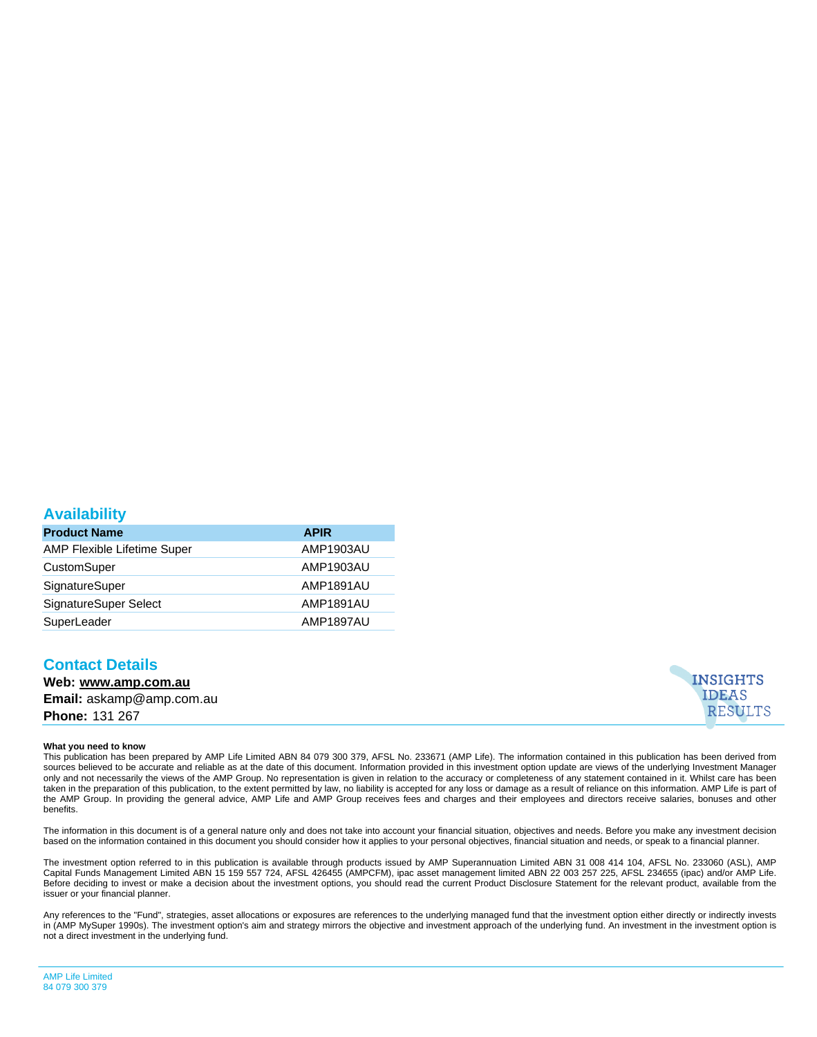## Availability

| Product Name | APIR |
|---|---|
| AMP Flexible Lifetime Super | AMP1903AU |
| CustomSuper | AMP1903AU |
| SignatureSuper | AMP1891AU |
| SignatureSuper Select | AMP1891AU |
| SuperLeader | AMP1897AU |

## Contact Details

**Web:** **www.amp.com.au**
**Email:** askamp@amp.com.au
**Phone:** 131 267

INSIGHTS
IDEAS
RESULTS

**What you need to know**
This publication has been prepared by AMP Life Limited ABN 84 079 300 379, AFSL No. 233671 (AMP Life). The information contained in this publication has been derived from sources believed to be accurate and reliable as at the date of this document. Information provided in this investment option update are views of the underlying Investment Manager only and not necessarily the views of the AMP Group. No representation is given in relation to the accuracy or completeness of any statement contained in it. Whilst care has been taken in the preparation of this publication, to the extent permitted by law, no liability is accepted for any loss or damage as a result of reliance on this information. AMP Life is part of the AMP Group. In providing the general advice, AMP Life and AMP Group receives fees and charges and their employees and directors receive salaries, bonuses and other benefits.

The information in this document is of a general nature only and does not take into account your financial situation, objectives and needs. Before you make any investment decision based on the information contained in this document you should consider how it applies to your personal objectives, financial situation and needs, or speak to a financial planner.

The investment option referred to in this publication is available through products issued by AMP Superannuation Limited ABN 31 008 414 104, AFSL No. 233060 (ASL), AMP Capital Funds Management Limited ABN 15 159 557 724, AFSL 426455 (AMPCFM), ipac asset management limited ABN 22 003 257 225, AFSL 234655 (ipac) and/or AMP Life. Before deciding to invest or make a decision about the investment options, you should read the current Product Disclosure Statement for the relevant product, available from the issuer or your financial planner.

Any references to the "Fund", strategies, asset allocations or exposures are references to the underlying managed fund that the investment option either directly or indirectly invests in (AMP MySuper 1990s). The investment option's aim and strategy mirrors the objective and investment approach of the underlying fund. An investment in the investment option is not a direct investment in the underlying fund.

AMP Life Limited
84 079 300 379